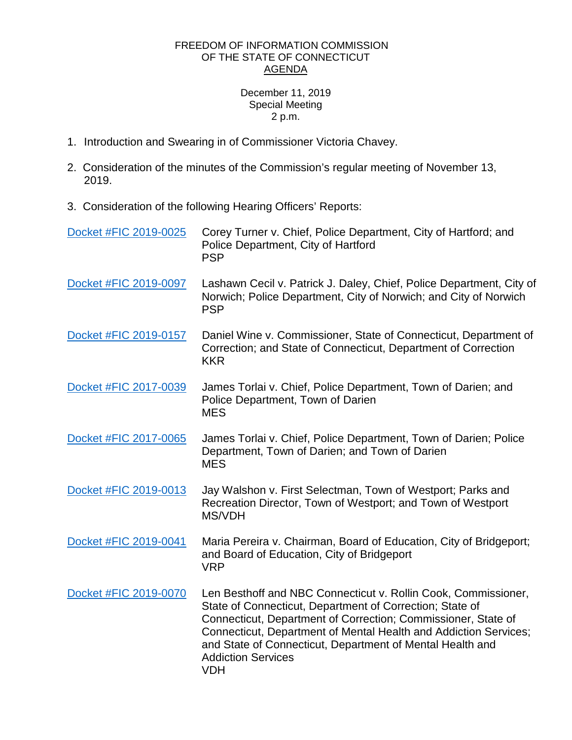FREEDOM OF INFORMATION COMMISSION
OF THE STATE OF CONNECTICUT
AGENDA

December 11, 2019
Special Meeting
2 p.m.

1. Introduction and Swearing in of Commissioner Victoria Chavey.

2. Consideration of the minutes of the Commission's regular meeting of November 13, 2019.

3. Consideration of the following Hearing Officers' Reports:

Docket #FIC 2019-0025 — Corey Turner v. Chief, Police Department, City of Hartford; and Police Department, City of Hartford
PSP

Docket #FIC 2019-0097 — Lashawn Cecil v. Patrick J. Daley, Chief, Police Department, City of Norwich; Police Department, City of Norwich; and City of Norwich
PSP

Docket #FIC 2019-0157 — Daniel Wine v. Commissioner, State of Connecticut, Department of Correction; and State of Connecticut, Department of Correction
KKR

Docket #FIC 2017-0039 — James Torlai v. Chief, Police Department, Town of Darien; and Police Department, Town of Darien
MES

Docket #FIC 2017-0065 — James Torlai v. Chief, Police Department, Town of Darien; Police Department, Town of Darien; and Town of Darien
MES

Docket #FIC 2019-0013 — Jay Walshon v. First Selectman, Town of Westport; Parks and Recreation Director, Town of Westport; and Town of Westport
MS/VDH

Docket #FIC 2019-0041 — Maria Pereira v. Chairman, Board of Education, City of Bridgeport; and Board of Education, City of Bridgeport
VRP

Docket #FIC 2019-0070 — Len Besthoff and NBC Connecticut v. Rollin Cook, Commissioner, State of Connecticut, Department of Correction; State of Connecticut, Department of Correction; Commissioner, State of Connecticut, Department of Mental Health and Addiction Services; and State of Connecticut, Department of Mental Health and Addiction Services
VDH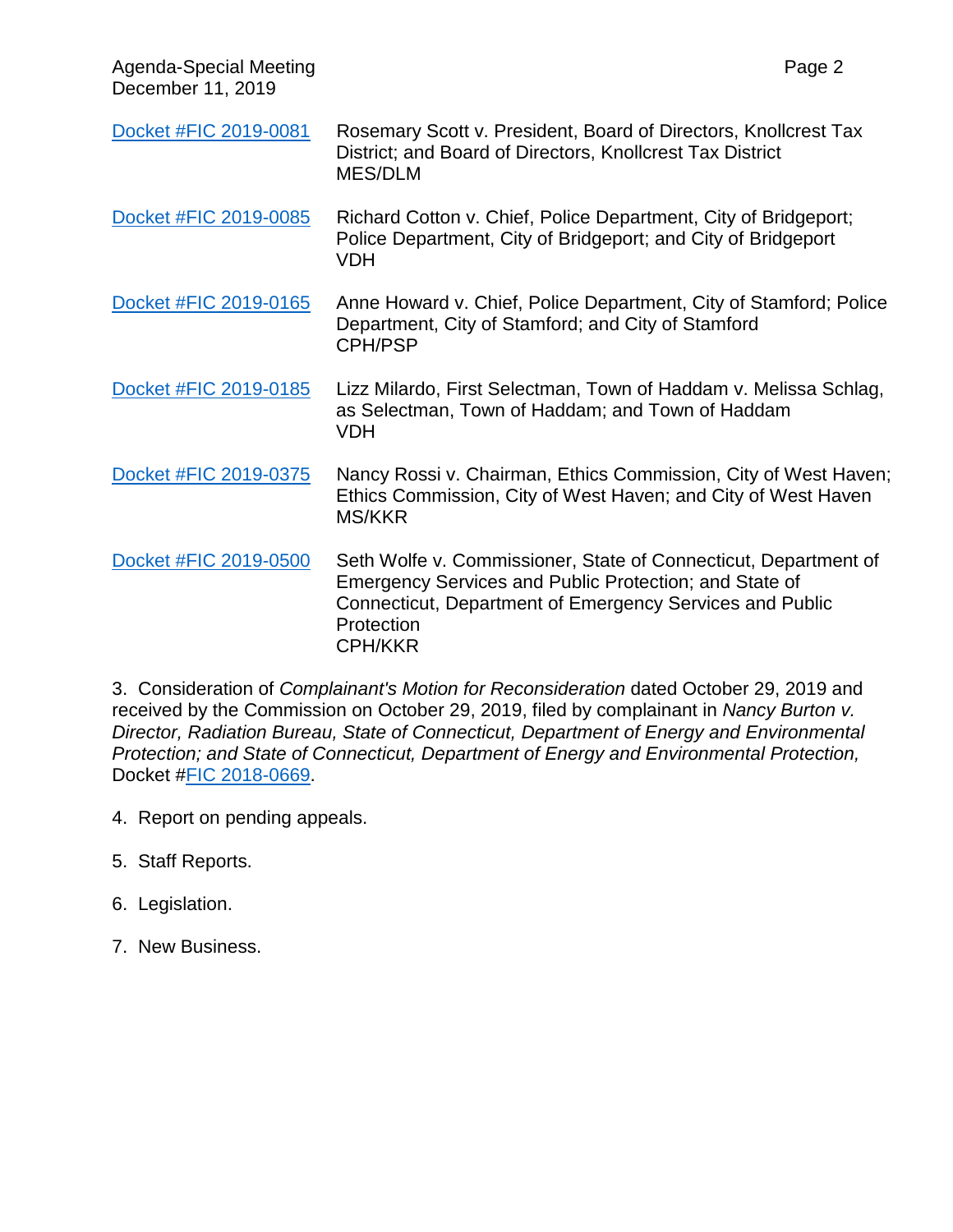| | |
|---|---|
| Docket #FIC 2019-0081 | Rosemary Scott v. President, Board of Directors, Knollcrest Tax District; and Board of Directors, Knollcrest Tax District<br>MES/DLM |
| Docket #FIC 2019-0085 | Richard Cotton v. Chief, Police Department, City of Bridgeport; Police Department, City of Bridgeport; and City of Bridgeport<br>VDH |
| Docket #FIC 2019-0165 | Anne Howard v. Chief, Police Department, City of Stamford; Police Department, City of Stamford; and City of Stamford<br>CPH/PSP |
| Docket #FIC 2019-0185 | Lizz Milardo, First Selectman, Town of Haddam v. Melissa Schlag, as Selectman, Town of Haddam; and Town of Haddam<br>VDH |
| Docket #FIC 2019-0375 | Nancy Rossi v. Chairman, Ethics Commission, City of West Haven; Ethics Commission, City of West Haven; and City of West Haven<br>MS/KKR |
| Docket #FIC 2019-0500 | Seth Wolfe v. Commissioner, State of Connecticut, Department of Emergency Services and Public Protection; and State of Connecticut, Department of Emergency Services and Public Protection<br>CPH/KKR |

3. Consideration of *Complainant's Motion for Reconsideration* dated October 29, 2019 and received by the Commission on October 29, 2019, filed by complainant in *Nancy Burton v. Director, Radiation Bureau, State of Connecticut, Department of Energy and Environmental Protection; and State of Connecticut, Department of Energy and Environmental Protection,* Docket #FIC 2018-0669.

4. Report on pending appeals.

5. Staff Reports.

6. Legislation.

7. New Business.